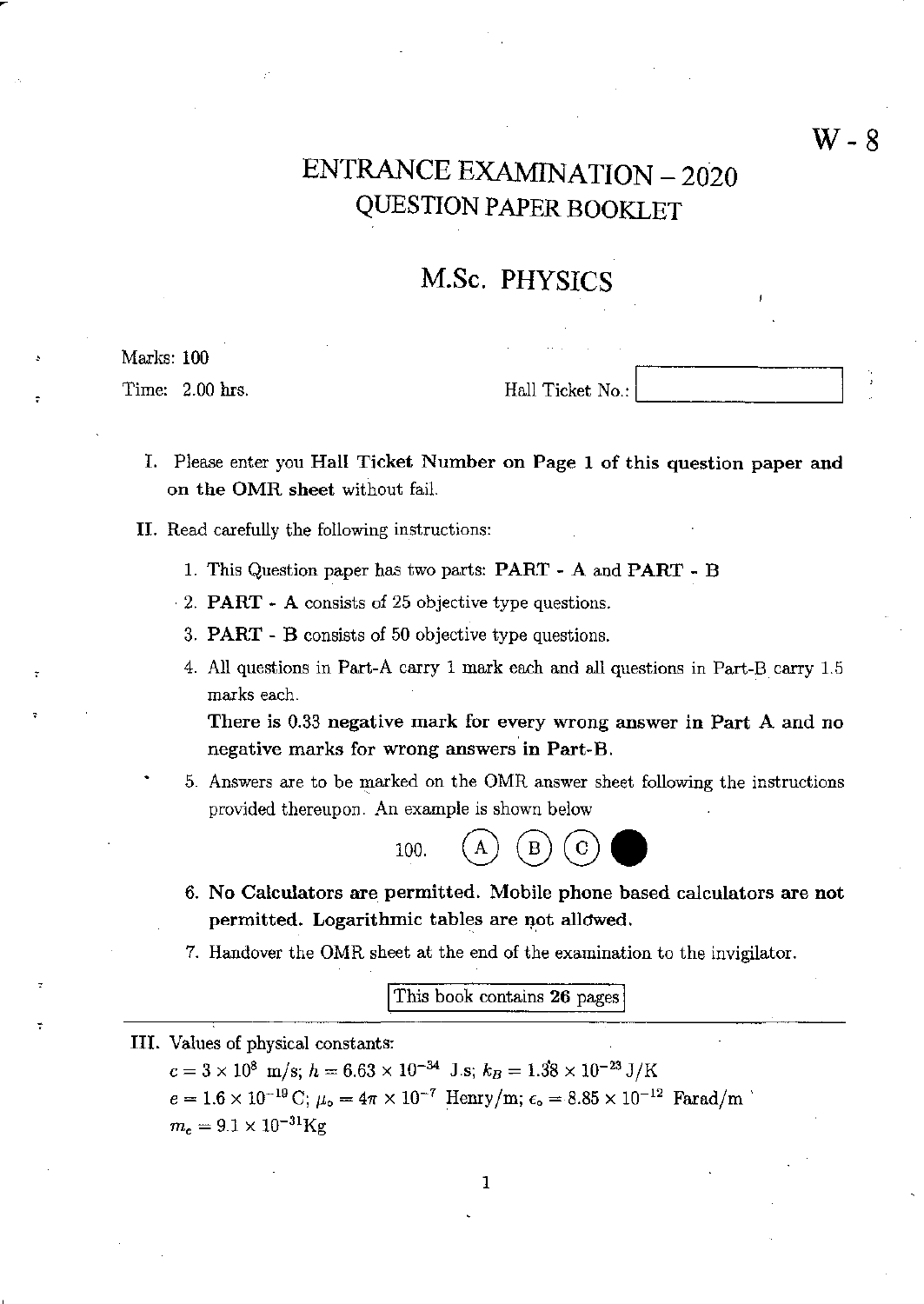W - 8

# ENTRANCE EXAMINATION – 2020
## QUESTION PAPER BOOKLET

## M.Sc. PHYSICS

Marks: 100

Time: 2.00 hrs.

Hall Ticket No.: 

I. Please enter you **Hall Ticket Number on Page 1 of this question paper and on the OMR sheet** without fail.

II. Read carefully the following instructions:

1. This Question paper has two parts: **PART - A** and **PART - B**
2. **PART - A** consists of 25 objective type questions.
3. **PART - B** consists of 50 objective type questions.
4. All questions in Part-A carry 1 mark each and all questions in Part-B carry 1.5 marks each.

   **There is 0.33 negative mark for every wrong answer in Part A and no negative marks for wrong answers in Part-B.**
5. Answers are to be marked on the OMR answer sheet following the instructions provided thereupon. An example is shown below

   100. (A) (B) (C) ●
6. **No Calculators are permitted. Mobile phone based calculators are not permitted. Logarithmic tables are not allowed.**
7. Handover the OMR sheet at the end of the examination to the invigilator.

This book contains **26** pages

III. Values of physical constants:

$c = 3 \times 10^8$ m/s; $h = 6.63 \times 10^{-34}$ J.s; $k_B = 1.38 \times 10^{-23}$ J/K

$e = 1.6 \times 10^{-19}$ C; $\mu_o = 4\pi \times 10^{-7}$ Henry/m; $\epsilon_o = 8.85 \times 10^{-12}$ Farad/m

$m_e = 9.1 \times 10^{-31}$Kg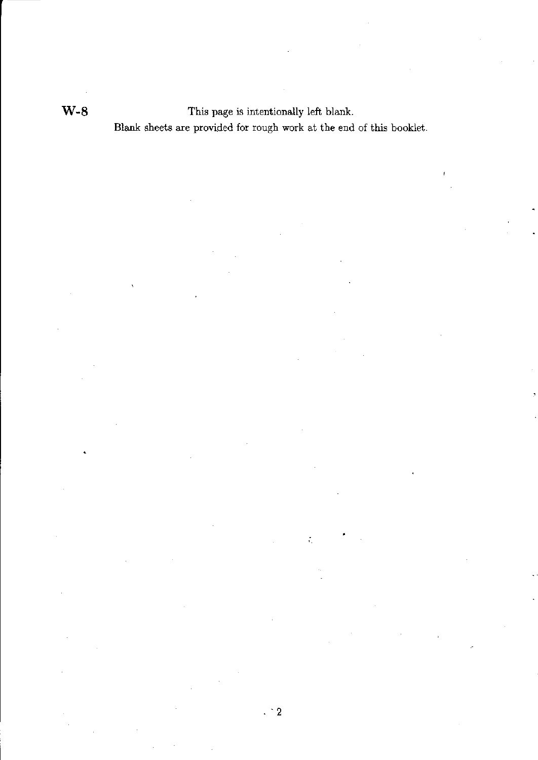W-8

This page is intentionally left blank.

Blank sheets are provided for rough work at the end of this booklet.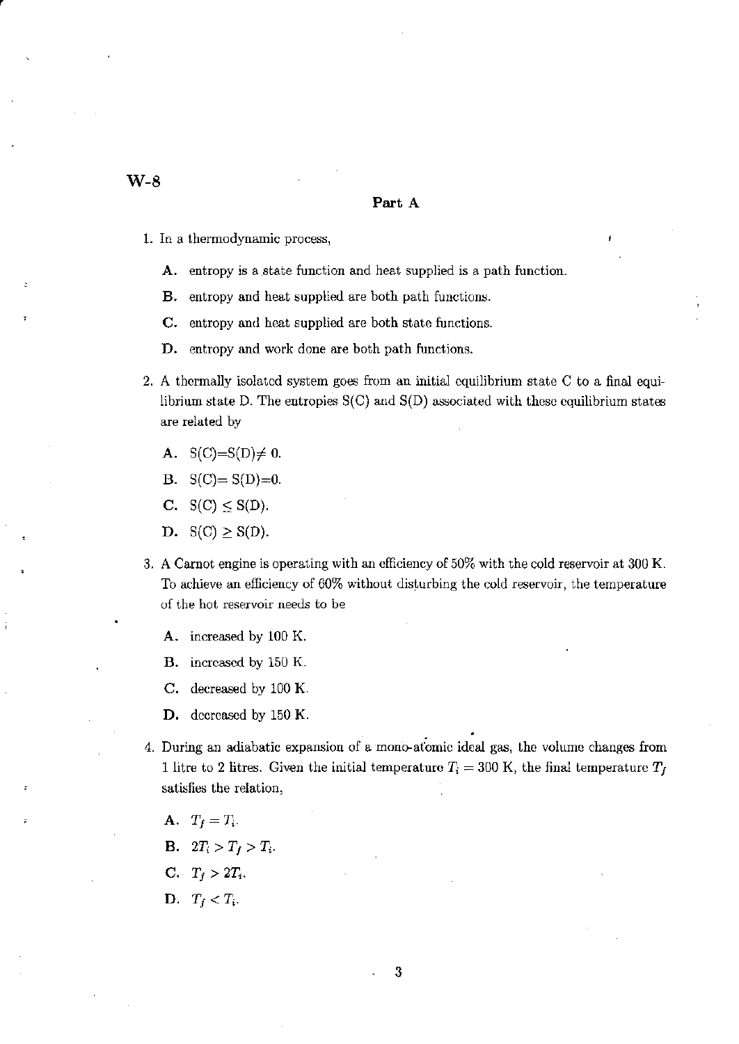W-8

## Part A

1. In a thermodynamic process,

   **A.** entropy is a state function and heat supplied is a path function.

   **B.** entropy and heat supplied are both path functions.

   **C.** entropy and heat supplied are both state functions.

   **D.** entropy and work done are both path functions.

2. A thermally isolated system goes from an initial equilibrium state C to a final equilibrium state D. The entropies S(C) and S(D) associated with these equilibrium states are related by

   **A.** $S(C)=S(D)\neq 0$.

   **B.** $S(C)= S(D)=0$.

   **C.** $S(C) \leq S(D)$.

   **D.** $S(C) \geq S(D)$.

3. A Carnot engine is operating with an efficiency of 50% with the cold reservoir at 300 K. To achieve an efficiency of 60% without disturbing the cold reservoir, the temperature of the hot reservoir needs to be

   **A.** increased by 100 K.

   **B.** increased by 150 K.

   **C.** decreased by 100 K.

   **D.** decreased by 150 K.

4. During an adiabatic expansion of a mono-atomic ideal gas, the volume changes from 1 litre to 2 litres. Given the initial temperature $T_i = 300$ K, the final temperature $T_f$ satisfies the relation,

   **A.** $T_f = T_i$.

   **B.** $2T_i > T_f > T_i$.

   **C.** $T_f > 2T_i$.

   **D.** $T_f < T_i$.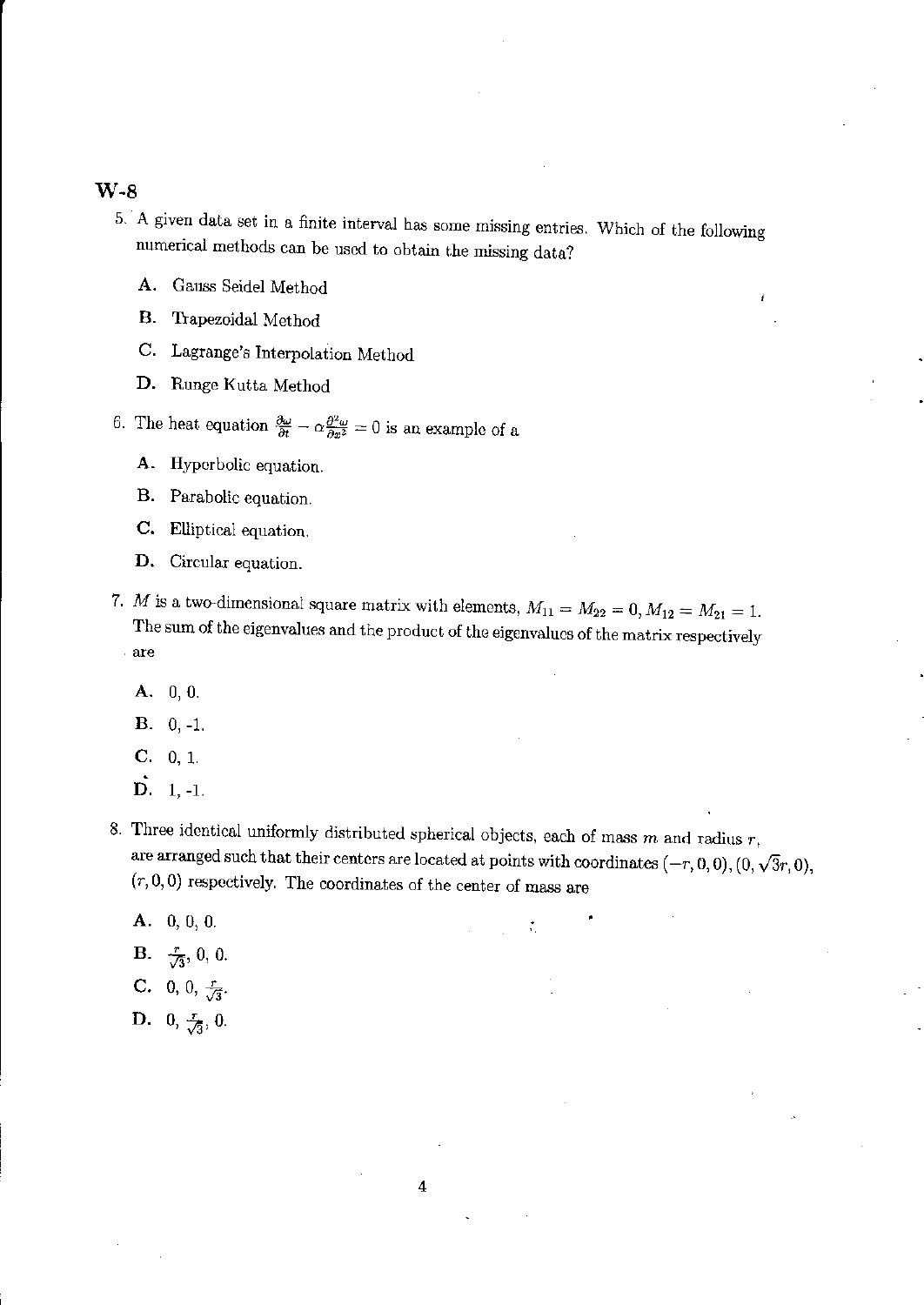# W-8

5. A given data set in a finite interval has some missing entries. Which of the following numerical methods can be used to obtain the missing data?

   **A.** Gauss Seidel Method

   **B.** Trapezoidal Method

   **C.** Lagrange's Interpolation Method

   **D.** Runge Kutta Method

6. The heat equation $\frac{\partial \omega}{\partial t} - \alpha \frac{\partial^2 \omega}{\partial x^2} = 0$ is an example of a

   **A.** Hyperbolic equation.

   **B.** Parabolic equation.

   **C.** Elliptical equation.

   **D.** Circular equation.

7. $M$ is a two-dimensional square matrix with elements, $M_{11} = M_{22} = 0, M_{12} = M_{21} = 1$. The sum of the eigenvalues and the product of the eigenvalues of the matrix respectively are

   **A.** 0, 0.

   **B.** 0, -1.

   **C.** 0, 1.

   **D.** 1, -1.

8. Three identical uniformly distributed spherical objects, each of mass $m$ and radius $r$, are arranged such that their centers are located at points with coordinates $(-r, 0, 0)$, $(0, \sqrt{3}r, 0)$, $(r, 0, 0)$ respectively. The coordinates of the center of mass are

   **A.** 0, 0, 0.

   **B.** $\frac{r}{\sqrt{3}}$, 0, 0.

   **C.** 0, 0, $\frac{r}{\sqrt{3}}$.

   **D.** 0, $\frac{r}{\sqrt{3}}$, 0.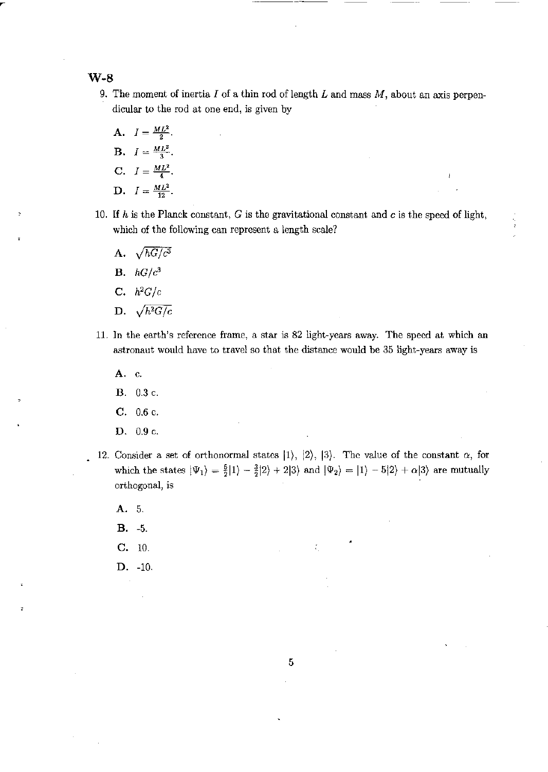**W-8**

9. The moment of inertia $I$ of a thin rod of length $L$ and mass $M$, about an axis perpendicular to the rod at one end, is given by

   A. $I = \frac{ML^2}{2}$.
   
   B. $I = \frac{ML^2}{3}$.
   
   C. $I = \frac{ML^2}{4}$.
   
   D. $I = \frac{ML^2}{12}$.

10. If $h$ is the Planck constant, $G$ is the gravitational constant and $c$ is the speed of light, which of the following can represent a length scale?

    A. $\sqrt{hG/c^3}$
    
    B. $hG/c^3$
    
    C. $h^2G/c$
    
    D. $\sqrt{h^2G/c}$

11. In the earth's reference frame, a star is 82 light-years away. The speed at which an astronaut would have to travel so that the distance would be 35 light-years away is

    A. c.
    
    B. 0.3 c.
    
    C. 0.6 c.
    
    D. 0.9 c.

12. Consider a set of orthonormal states $|1\rangle$, $|2\rangle$, $|3\rangle$. The value of the constant $\alpha$, for which the states $|\Psi_1\rangle = \frac{5}{2}|1\rangle - \frac{3}{2}|2\rangle + 2|3\rangle$ and $|\Psi_2\rangle = |1\rangle - 5|2\rangle + \alpha|3\rangle$ are mutually orthogonal, is

    A. 5.
    
    B. -5.
    
    C. 10.
    
    D. -10.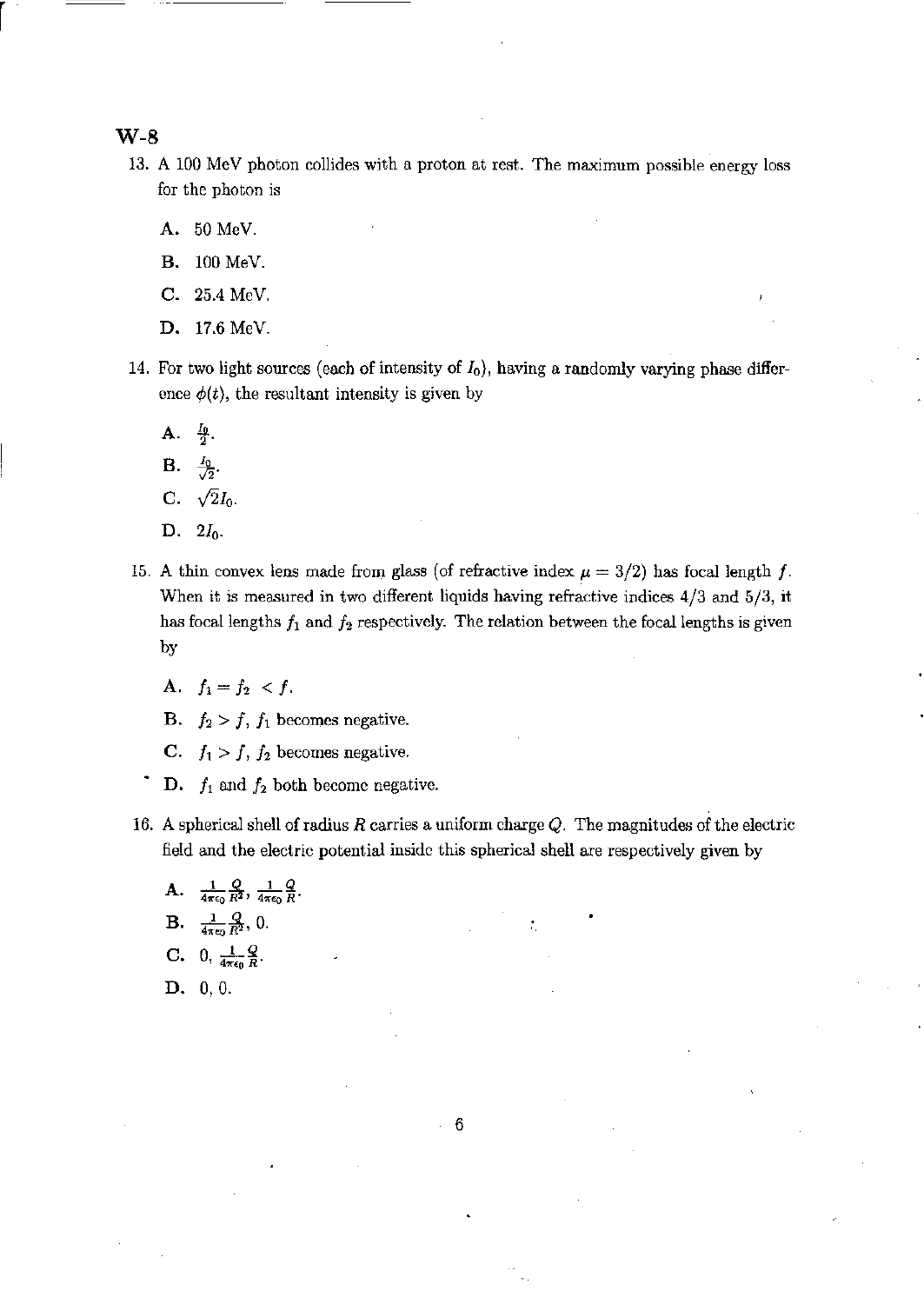## W-8

13. A 100 MeV photon collides with a proton at rest. The maximum possible energy loss for the photon is

    **A.** 50 MeV.

    **B.** 100 MeV.

    **C.** 25.4 MeV.

    **D.** 17.6 MeV.

14. For two light sources (each of intensity of $I_0$), having a randomly varying phase difference $\phi(t)$, the resultant intensity is given by

    **A.** $\frac{I_0}{2}$.

    **B.** $\frac{I_0}{\sqrt{2}}$.

    **C.** $\sqrt{2}I_0$.

    **D.** $2I_0$.

15. A thin convex lens made from glass (of refractive index $\mu = 3/2$) has focal length $f$. When it is measured in two different liquids having refractive indices 4/3 and 5/3, it has focal lengths $f_1$ and $f_2$ respectively. The relation between the focal lengths is given by

    **A.** $f_1 = f_2 < f$.

    **B.** $f_2 > f$, $f_1$ becomes negative.

    **C.** $f_1 > f$, $f_2$ becomes negative.

    **D.** $f_1$ and $f_2$ both become negative.

16. A spherical shell of radius $R$ carries a uniform charge $Q$. The magnitudes of the electric field and the electric potential inside this spherical shell are respectively given by

    **A.** $\frac{1}{4\pi\epsilon_0}\frac{Q}{R^2}$, $\frac{1}{4\pi\epsilon_0}\frac{Q}{R}$.

    **B.** $\frac{1}{4\pi\epsilon_0}\frac{Q}{R^2}$, 0.

    **C.** 0, $\frac{1}{4\pi\epsilon_0}\frac{Q}{R}$.

    **D.** 0, 0.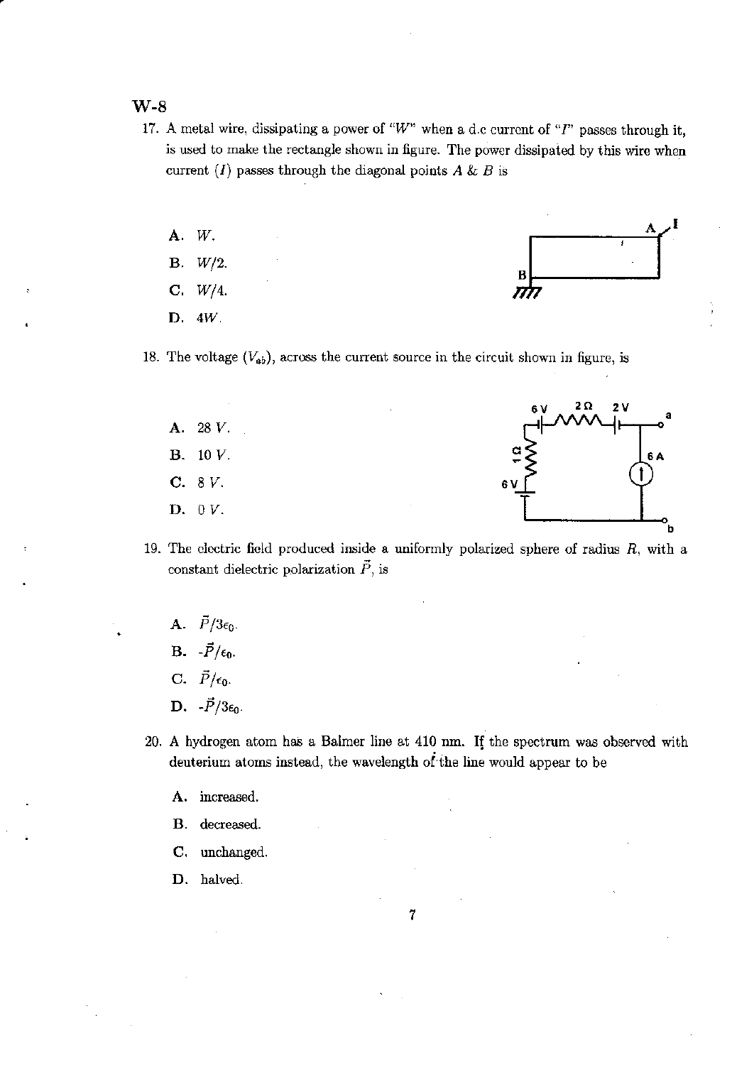## W-8

17. A metal wire, dissipating a power of "$W$" when a d.c current of "$I$" passes through it, is used to make the rectangle shown in figure. The power dissipated by this wire when current ($I$) passes through the diagonal points $A$ & $B$ is

   A. $W$.

   B. $W/2$.

   C. $W/4$.

   D. $4W$.

18. The voltage ($V_{ab}$), across the current source in the circuit shown in figure, is

   A. 28 $V$.

   B. 10 $V$.

   C. 8 $V$.

   D. 0 $V$.

19. The electric field produced inside a uniformly polarized sphere of radius $R$, with a constant dielectric polarization $\vec{P}$, is

   A. $\vec{P}/3\epsilon_0$.

   B. $-\vec{P}/\epsilon_0$.

   C. $\vec{P}/\epsilon_0$.

   D. $-\vec{P}/3\epsilon_0$.

20. A hydrogen atom has a Balmer line at 410 nm. If the spectrum was observed with deuterium atoms instead, the wavelength of the line would appear to be

   A. increased.

   B. decreased.

   C. unchanged.

   D. halved.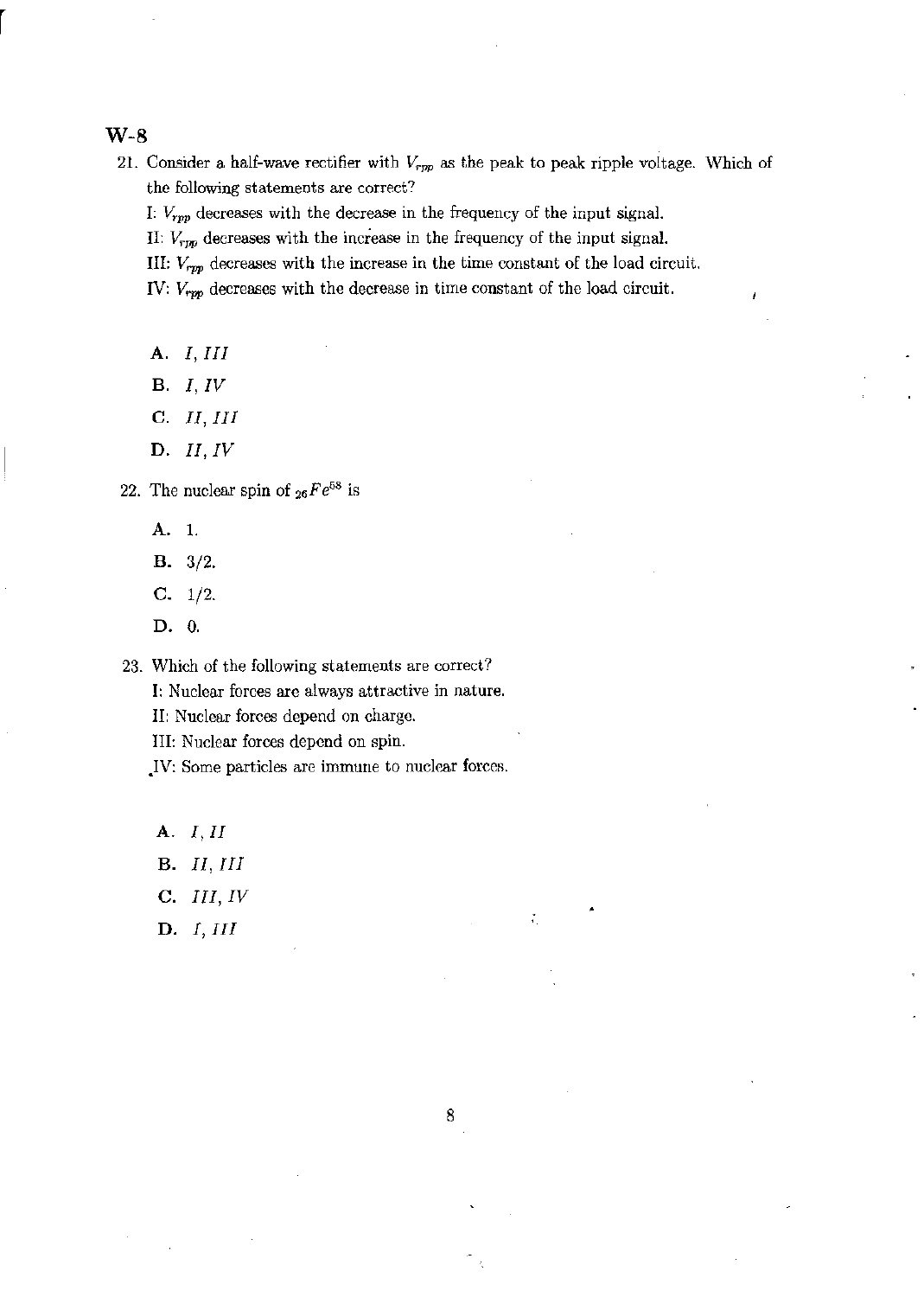## W-8

21. Consider a half-wave rectifier with $V_{rpp}$ as the peak to peak ripple voltage. Which of the following statements are correct?

    I: $V_{rpp}$ decreases with the decrease in the frequency of the input signal.

    II: $V_{rpp}$ decreases with the increase in the frequency of the input signal.

    III: $V_{rpp}$ decreases with the increase in the time constant of the load circuit.

    IV: $V_{rpp}$ decreases with the decrease in time constant of the load circuit.

    **A.** *I, III*

    **B.** *I, IV*

    **C.** *II, III*

    **D.** *II, IV*

22. The nuclear spin of ${}_{26}Fe^{58}$ is

    **A.** 1.

    **B.** 3/2.

    **C.** 1/2.

    **D.** 0.

23. Which of the following statements are correct?

    I: Nuclear forces are always attractive in nature.

    II: Nuclear forces depend on charge.

    III: Nuclear forces depend on spin.

    IV: Some particles are immune to nuclear forces.

    **A.** *I, II*

    **B.** *II, III*

    **C.** *III, IV*

    **D.** *I, III*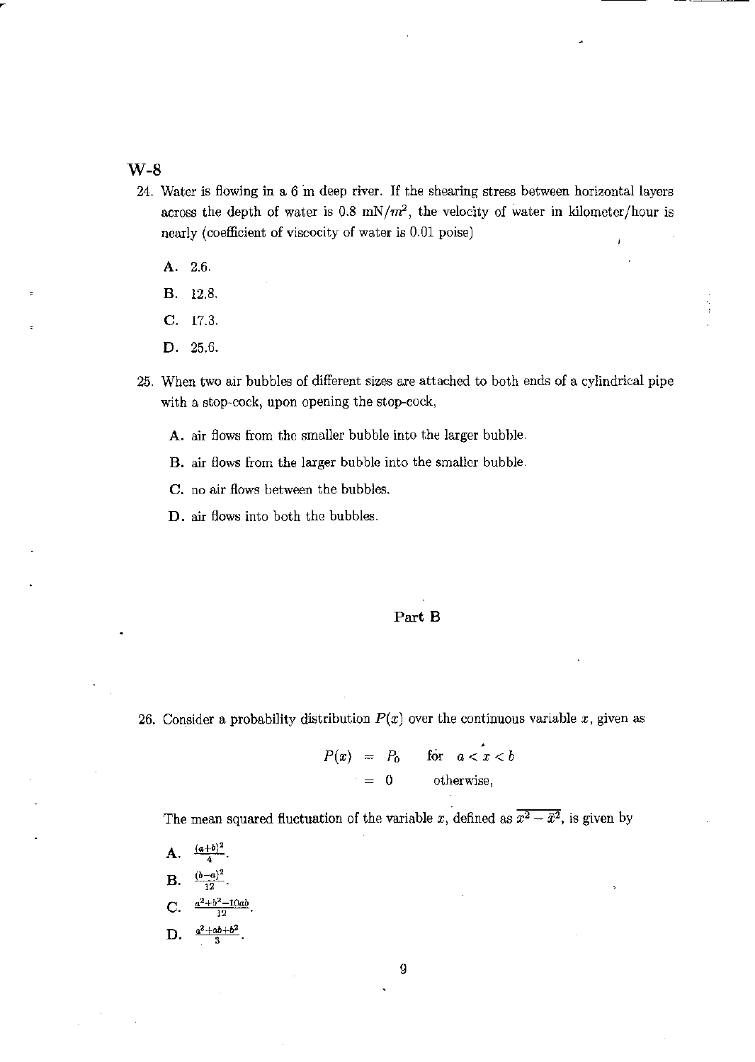## W-8

24. Water is flowing in a 6 m deep river. If the shearing stress between horizontal layers across the depth of water is 0.8 $mN/m^2$, the velocity of water in kilometer/hour is nearly (coefficient of viscocity of water is 0.01 poise)

   **A.** 2.6.

   **B.** 12.8.

   **C.** 17.3.

   **D.** 25.6.

25. When two air bubbles of different sizes are attached to both ends of a cylindrical pipe with a stop-cock, upon opening the stop-cock,

   **A.** air flows from the smaller bubble into the larger bubble.

   **B.** air flows from the larger bubble into the smaller bubble.

   **C.** no air flows between the bubbles.

   **D.** air flows into both the bubbles.

### Part B

26. Consider a probability distribution $P(x)$ over the continuous variable $x$, given as

$$
\begin{aligned}
P(x) &= P_0 \quad \text{for} \quad a < x < b \\
&= 0 \quad \text{otherwise,}
\end{aligned}
$$

   The mean squared fluctuation of the variable $x$, defined as $\overline{x^2} - \bar{x}^2$, is given by

   **A.** $\frac{(a+b)^2}{4}$.

   **B.** $\frac{(b-a)^2}{12}$.

   **C.** $\frac{a^2+b^2-10ab}{12}$.

   **D.** $\frac{a^2+ab+b^2}{3}$.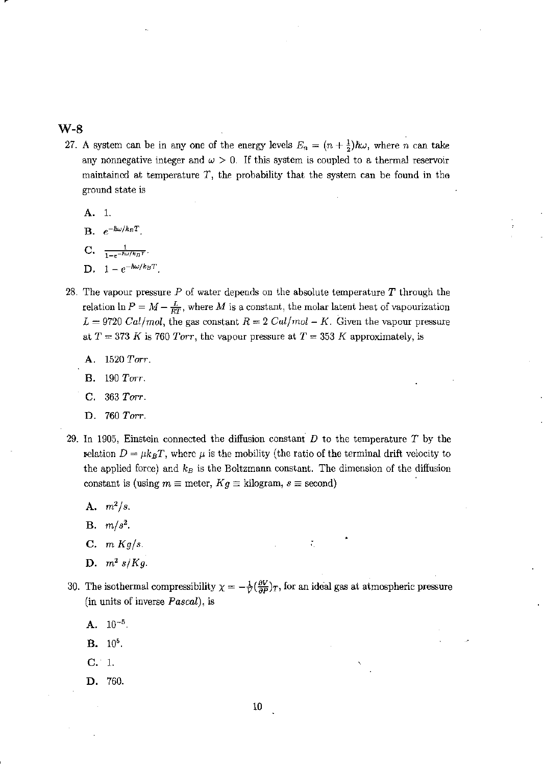W-8

27. A system can be in any one of the energy levels $E_n = (n + \frac{1}{2})\hbar\omega$, where $n$ can take any nonnegative integer and $\omega > 0$. If this system is coupled to a thermal reservoir maintained at temperature $T$, the probability that the system can be found in the ground state is

    A. 1.

    B. $e^{-\hbar\omega/k_BT}$.

    C. $\frac{1}{1-e^{-\hbar\omega/k_BT}}$.

    D. $1 - e^{-\hbar\omega/k_BT}$.

28. The vapour pressure $P$ of water depends on the absolute temperature $T$ through the relation $\ln P = M - \frac{L}{RT}$, where $M$ is a constant, the molar latent heat of vapourization $L = 9720$ $Cal/mol$, the gas constant $R = 2$ $Cal/mol - K$. Given the vapour pressure at $T = 373$ $K$ is 760 $Torr$, the vapour pressure at $T = 353$ $K$ approximately, is

    A. 1520 $Torr$.

    B. 190 $Torr$.

    C. 363 $Torr$.

    D. 760 $Torr$.

29. In 1905, Einstein connected the diffusion constant $D$ to the temperature $T$ by the relation $D = \mu k_B T$, where $\mu$ is the mobility (the ratio of the terminal drift velocity to the applied force) and $k_B$ is the Boltzmann constant. The dimension of the diffusion constant is (using $m \equiv$ meter, $Kg \equiv$ kilogram, $s \equiv$ second)

    A. $m^2/s$.

    B. $m/s^2$.

    C. $m\ Kg/s$.

    D. $m^2\ s/Kg$.

30. The isothermal compressibility $\chi = -\frac{1}{V}(\frac{\partial V}{\partial P})_T$, for an ideal gas at atmospheric pressure (in units of inverse $Pascal$), is

    A. $10^{-5}$.

    B. $10^5$.

    C. 1.

    D. 760.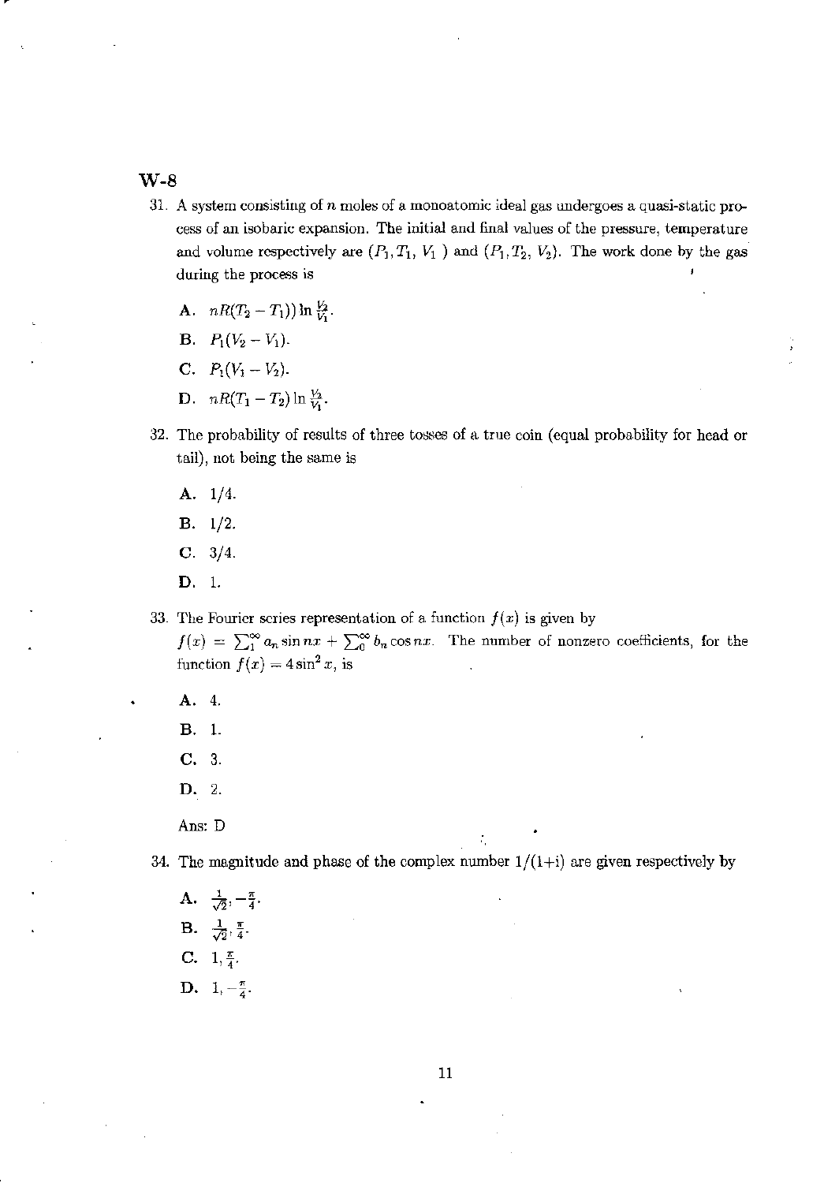W-8

31. A system consisting of $n$ moles of a monoatomic ideal gas undergoes a quasi-static process of an isobaric expansion. The initial and final values of the pressure, temperature and volume respectively are $(P_1, T_1, V_1)$ and $(P_1, T_2, V_2)$. The work done by the gas during the process is

    **A.** $nR(T_2 - T_1)) \ln \frac{V_2}{V_1}$.

    **B.** $P_1(V_2 - V_1)$.

    **C.** $P_1(V_1 - V_2)$.

    **D.** $nR(T_1 - T_2) \ln \frac{V_2}{V_1}$.

32. The probability of results of three tosses of a true coin (equal probability for head or tail), not being the same is

    **A.** 1/4.

    **B.** 1/2.

    **C.** 3/4.

    **D.** 1.

33. The Fourier series representation of a function $f(x)$ is given by $f(x) = \sum_1^\infty a_n \sin nx + \sum_0^\infty b_n \cos nx$. The number of nonzero coefficients, for the function $f(x) = 4\sin^2 x$, is

    **A.** 4.

    **B.** 1.

    **C.** 3.

    **D.** 2.

    Ans: D

34. The magnitude and phase of the complex number $1/(1+i)$ are given respectively by

    **A.** $\frac{1}{\sqrt{2}}, -\frac{\pi}{4}$.

    **B.** $\frac{1}{\sqrt{2}}, \frac{\pi}{4}$.

    **C.** $1, \frac{\pi}{4}$.

    **D.** $1, -\frac{\pi}{4}$.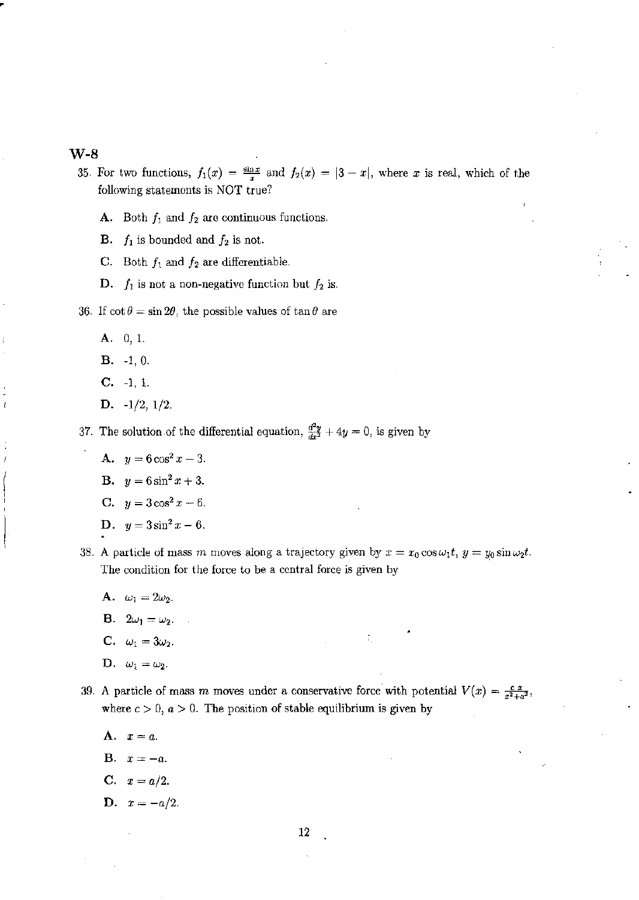**W-8**

35. For two functions, $f_1(x) = \frac{\sin x}{x}$ and $f_2(x) = |3 - x|$, where $x$ is real, which of the following statements is NOT true?

    **A.** Both $f_1$ and $f_2$ are continuous functions.

    **B.** $f_1$ is bounded and $f_2$ is not.

    **C.** Both $f_1$ and $f_2$ are differentiable.

    **D.** $f_1$ is not a non-negative function but $f_2$ is.

36. If $\cot\theta = \sin 2\theta$, the possible values of $\tan\theta$ are

    **A.** 0, 1.

    **B.** -1, 0.

    **C.** -1, 1.

    **D.** -1/2, 1/2.

37. The solution of the differential equation, $\frac{d^2y}{dx^2} + 4y = 0$, is given by

    **A.** $y = 6\cos^2 x - 3$.

    **B.** $y = 6\sin^2 x + 3$.

    **C.** $y = 3\cos^2 x - 6$.

    **D.** $y = 3\sin^2 x - 6$.

38. A particle of mass $m$ moves along a trajectory given by $x = x_0 \cos\omega_1 t$, $y = y_0 \sin\omega_2 t$. The condition for the force to be a central force is given by

    **A.** $\omega_1 = 2\omega_2$.

    **B.** $2\omega_1 = \omega_2$.

    **C.** $\omega_1 = 3\omega_2$.

    **D.** $\omega_1 = \omega_2$.

39. A particle of mass $m$ moves under a conservative force with potential $V(x) = \frac{c\,x}{x^2+a^2}$, where $c > 0$, $a > 0$. The position of stable equilibrium is given by

    **A.** $x = a$.

    **B.** $x = -a$.

    **C.** $x = a/2$.

    **D.** $x = -a/2$.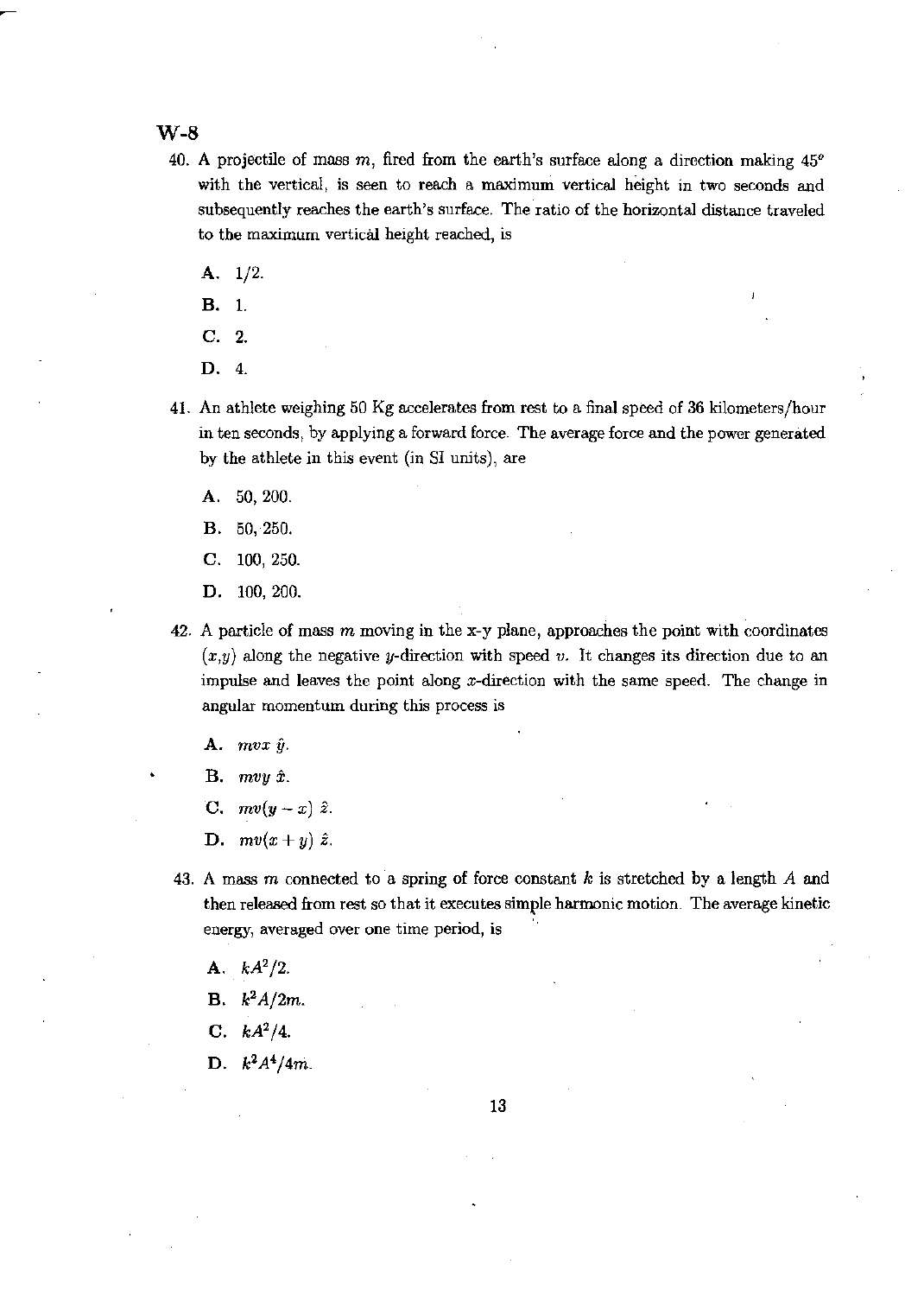W-8

40. A projectile of mass $m$, fired from the earth's surface along a direction making $45^o$ with the vertical, is seen to reach a maximum vertical height in two seconds and subsequently reaches the earth's surface. The ratio of the horizontal distance traveled to the maximum vertical height reached, is

    A. 1/2.

    B. 1.

    C. 2.

    D. 4.

41. An athlete weighing 50 Kg accelerates from rest to a final speed of 36 kilometers/hour in ten seconds, by applying a forward force. The average force and the power generated by the athlete in this event (in SI units), are

    A. 50, 200.

    B. 50, 250.

    C. 100, 250.

    D. 100, 200.

42. A particle of mass $m$ moving in the x-y plane, approaches the point with coordinates $(x,y)$ along the negative $y$-direction with speed $v$. It changes its direction due to an impulse and leaves the point along $x$-direction with the same speed. The change in angular momentum during this process is

    A. $mvx\ \hat{y}$.

    B. $mvy\ \hat{x}$.

    C. $mv(y-x)\ \hat{z}$.

    D. $mv(x+y)\ \hat{z}$.

43. A mass $m$ connected to a spring of force constant $k$ is stretched by a length $A$ and then released from rest so that it executes simple harmonic motion. The average kinetic energy, averaged over one time period, is

    A. $kA^2/2$.

    B. $k^2A/2m$.

    C. $kA^2/4$.

    D. $k^2A^4/4m$.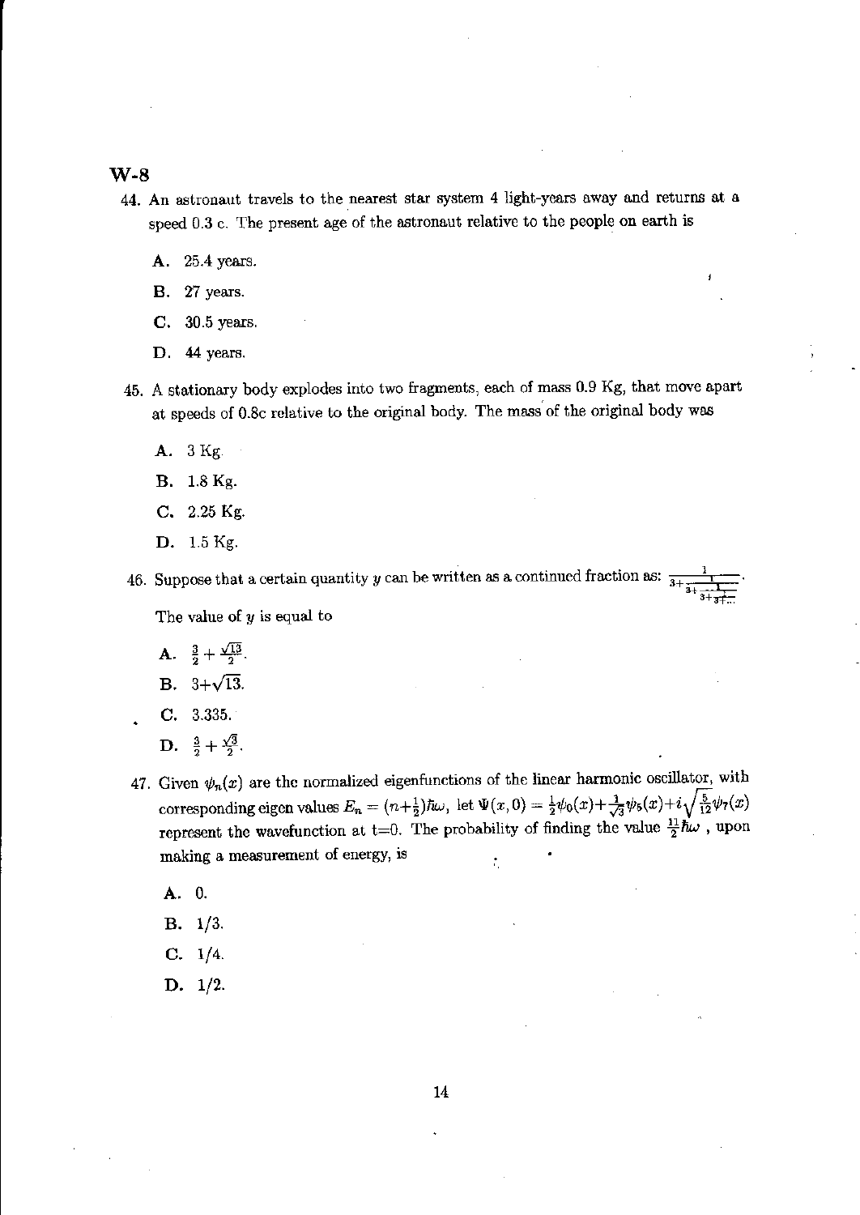## W-8

44. An astronaut travels to the nearest star system 4 light-years away and returns at a speed 0.3 c. The present age of the astronaut relative to the people on earth is

   **A.** 25.4 years.

   **B.** 27 years.

   **C.** 30.5 years.

   **D.** 44 years.

45. A stationary body explodes into two fragments, each of mass 0.9 Kg, that move apart at speeds of 0.8c relative to the original body. The mass of the original body was

   **A.** 3 Kg.

   **B.** 1.8 Kg.

   **C.** 2.25 Kg.

   **D.** 1.5 Kg.

46. Suppose that a certain quantity $y$ can be written as a continued fraction as: $\frac{1}{3+\frac{1}{3+\frac{1}{3+\frac{1}{3+\cdots}}}}$.

   The value of $y$ is equal to

   **A.** $\frac{3}{2}+\frac{\sqrt{13}}{2}$.

   **B.** $3+\sqrt{13}$.

   **C.** 3.335.

   **D.** $\frac{3}{2}+\frac{\sqrt{3}}{2}$.

47. Given $\psi_n(x)$ are the normalized eigenfunctions of the linear harmonic oscillator, with corresponding eigen values $E_n = (n+\frac{1}{2})\hbar\omega$, let $\Psi(x,0) = \frac{1}{2}\psi_0(x)+\frac{1}{\sqrt{3}}\psi_5(x)+i\sqrt{\frac{5}{12}}\psi_7(x)$ represent the wavefunction at t=0. The probability of finding the value $\frac{11}{2}\hbar\omega$ , upon making a measurement of energy, is

   **A.** 0.

   **B.** 1/3.

   **C.** 1/4.

   **D.** 1/2.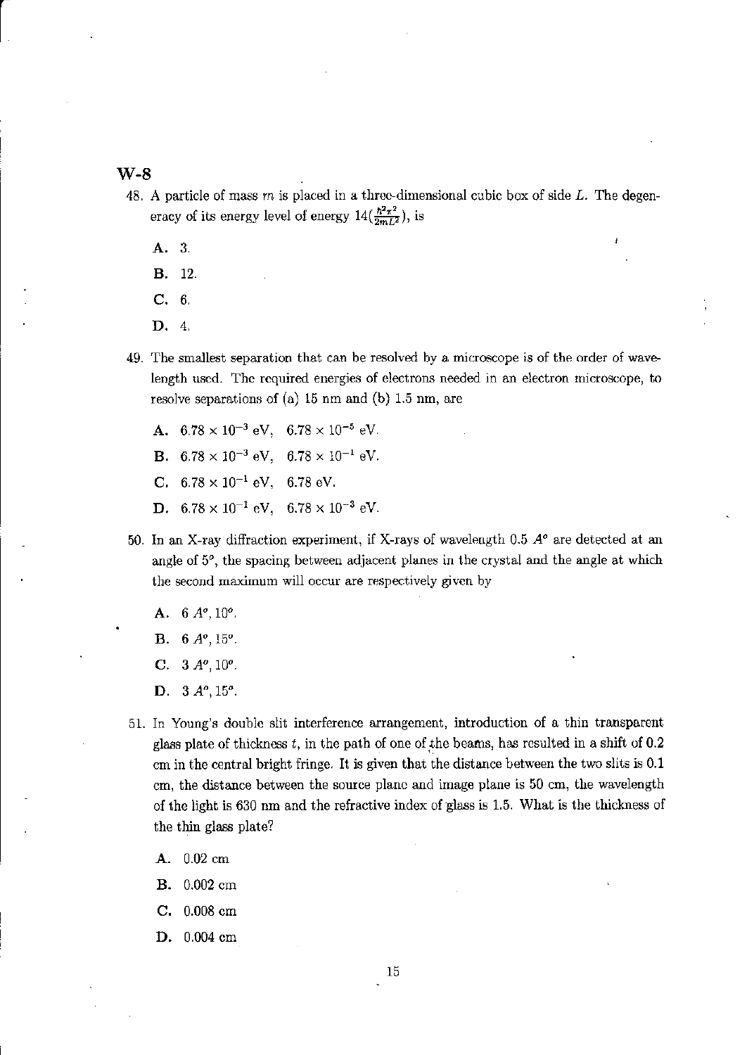W-8

48. A particle of mass $m$ is placed in a three-dimensional cubic box of side $L$. The degeneracy of its energy level of energy $14(\frac{\hbar^2\pi^2}{2mL^2})$, is

    **A.** 3.

    **B.** 12.

    **C.** 6.

    **D.** 4.

49. The smallest separation that can be resolved by a microscope is of the order of wavelength used. The required energies of electrons needed in an electron microscope, to resolve separations of (a) 15 nm and (b) 1.5 nm, are

    **A.** $6.78 \times 10^{-3}$ eV, $6.78 \times 10^{-5}$ eV.

    **B.** $6.78 \times 10^{-3}$ eV, $6.78 \times 10^{-1}$ eV.

    **C.** $6.78 \times 10^{-1}$ eV, 6.78 eV.

    **D.** $6.78 \times 10^{-1}$ eV, $6.78 \times 10^{-3}$ eV.

50. In an X-ray diffraction experiment, if X-rays of wavelength 0.5 $A^o$ are detected at an angle of $5^o$, the spacing between adjacent planes in the crystal and the angle at which the second maximum will occur are respectively given by

    **A.** 6 $A^o$, $10^o$.

    **B.** 6 $A^o$, $15^o$.

    **C.** 3 $A^o$, $10^o$.

    **D.** 3 $A^o$, $15^o$.

51. In Young's double slit interference arrangement, introduction of a thin transparent glass plate of thickness $t$, in the path of one of the beams, has resulted in a shift of 0.2 cm in the central bright fringe. It is given that the distance between the two slits is 0.1 cm, the distance between the source plane and image plane is 50 cm, the wavelength of the light is 630 nm and the refractive index of glass is 1.5. What is the thickness of the thin glass plate?

    **A.** 0.02 cm

    **B.** 0.002 cm

    **C.** 0.008 cm

    **D.** 0.004 cm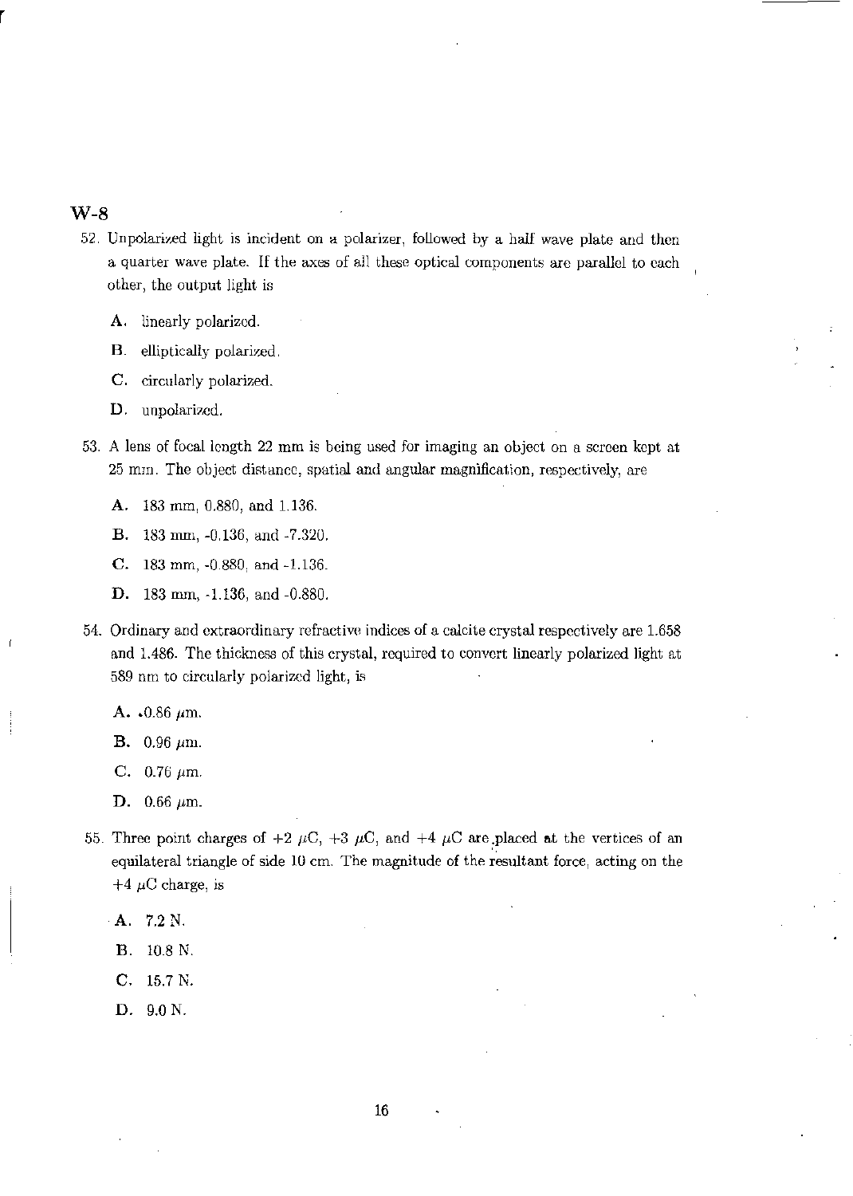## W-8

52. Unpolarized light is incident on a polarizer, followed by a half wave plate and then a quarter wave plate. If the axes of all these optical components are parallel to each other, the output light is

 A. linearly polarized.

 B. elliptically polarized.

 C. circularly polarized.

 D. unpolarized.

53. A lens of focal length 22 mm is being used for imaging an object on a screen kept at 25 mm. The object distance, spatial and angular magnification, respectively, are

 A. 183 mm, 0.880, and 1.136.

 B. 183 mm, -0.136, and -7.320.

 C. 183 mm, -0.880, and -1.136.

 D. 183 mm, -1.136, and -0.880.

54. Ordinary and extraordinary refractive indices of a calcite crystal respectively are 1.658 and 1.486. The thickness of this crystal, required to convert linearly polarized light at 589 nm to circularly polarized light, is

 A. 0.86 $\mu$m.

 B. 0.96 $\mu$m.

 C. 0.76 $\mu$m.

 D. 0.66 $\mu$m.

55. Three point charges of +2 $\mu$C, +3 $\mu$C, and +4 $\mu$C are placed at the vertices of an equilateral triangle of side 10 cm. The magnitude of the resultant force, acting on the +4 $\mu$C charge, is

 A. 7.2 N.

 B. 10.8 N.

 C. 15.7 N.

 D. 9.0 N.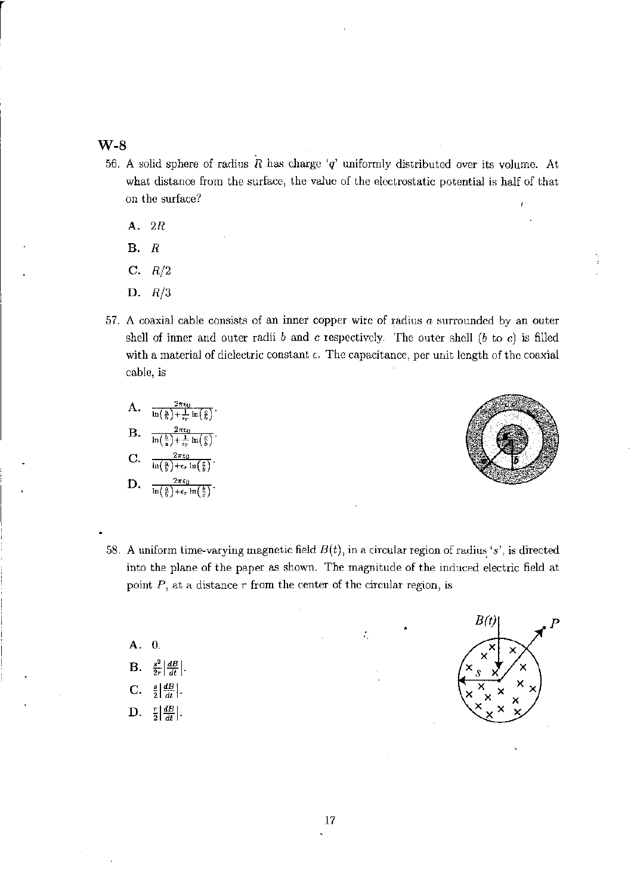W-8

56. A solid sphere of radius $R$ has charge '$q$' uniformly distributed over its volume. At what distance from the surface, the value of the electrostatic potential is half of that on the surface?

   A. $2R$

   B. $R$

   C. $R/2$

   D. $R/3$

57. A coaxial cable consists of an inner copper wire of radius $a$ surrounded by an outer shell of inner and outer radii $b$ and $c$ respectively. The outer shell ($b$ to $c$) is filled with a material of dielectric constant $\epsilon$. The capacitance, per unit length of the coaxial cable, is

   A. $\frac{2\pi\epsilon_0}{\ln\left(\frac{a}{b}\right)+\frac{1}{\epsilon_r}\ln\left(\frac{c}{b}\right)}$.

   B. $\frac{2\pi\epsilon_0}{\ln\left(\frac{b}{a}\right)+\frac{1}{\epsilon_r}\ln\left(\frac{c}{b}\right)}$.

   C. $\frac{2\pi\epsilon_0}{\ln\left(\frac{a}{b}\right)+\epsilon_r\ln\left(\frac{c}{b}\right)}$.

   D. $\frac{2\pi\epsilon_0}{\ln\left(\frac{a}{b}\right)+\epsilon_r\ln\left(\frac{b}{c}\right)}$.

58. A uniform time-varying magnetic field $B(t)$, in a circular region of radius '$s$', is directed into the plane of the paper as shown. The magnitude of the induced electric field at point $P$, at a distance $r$ from the center of the circular region, is

   A. 0.

   B. $\frac{s^2}{2r}\left|\frac{dB}{dt}\right|$.

   C. $\frac{s}{2}\left|\frac{dB}{dt}\right|$.

   D. $\frac{r}{2}\left|\frac{dB}{dt}\right|$.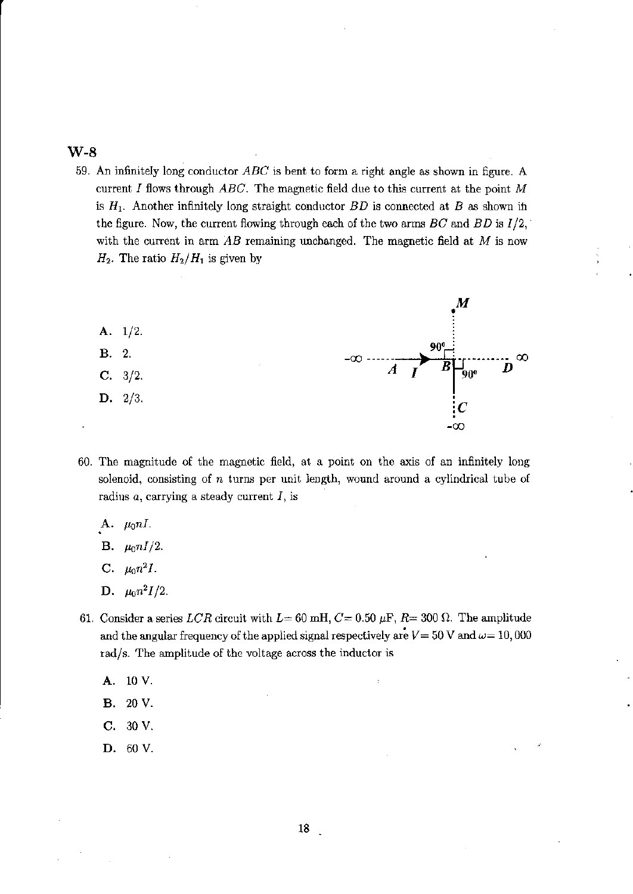**W-8**

59. An infinitely long conductor $ABC$ is bent to form a right angle as shown in figure. A current $I$ flows through $ABC$. The magnetic field due to this current at the point $M$ is $H_1$. Another infinitely long straight conductor $BD$ is connected at $B$ as shown in the figure. Now, the current flowing through each of the two arms $BC$ and $BD$ is $I/2$, with the current in arm $AB$ remaining unchanged. The magnetic field at $M$ is now $H_2$. The ratio $H_2/H_1$ is given by

    A. 1/2.

    B. 2.

    C. 3/2.

    D. 2/3.

60. The magnitude of the magnetic field, at a point on the axis of an infinitely long solenoid, consisting of $n$ turns per unit length, wound around a cylindrical tube of radius $a$, carrying a steady current $I$, is

    A. $\mu_0 n I$.

    B. $\mu_0 n I/2$.

    C. $\mu_0 n^2 I$.

    D. $\mu_0 n^2 I/2$.

61. Consider a series $LCR$ circuit with $L$= 60 mH, $C$= 0.50 $\mu$F, $R$= 300 $\Omega$. The amplitude and the angular frequency of the applied signal respectively are $V$= 50 V and $\omega$= 10,000 rad/s. The amplitude of the voltage across the inductor is

    A. 10 V.

    B. 20 V.

    C. 30 V.

    D. 60 V.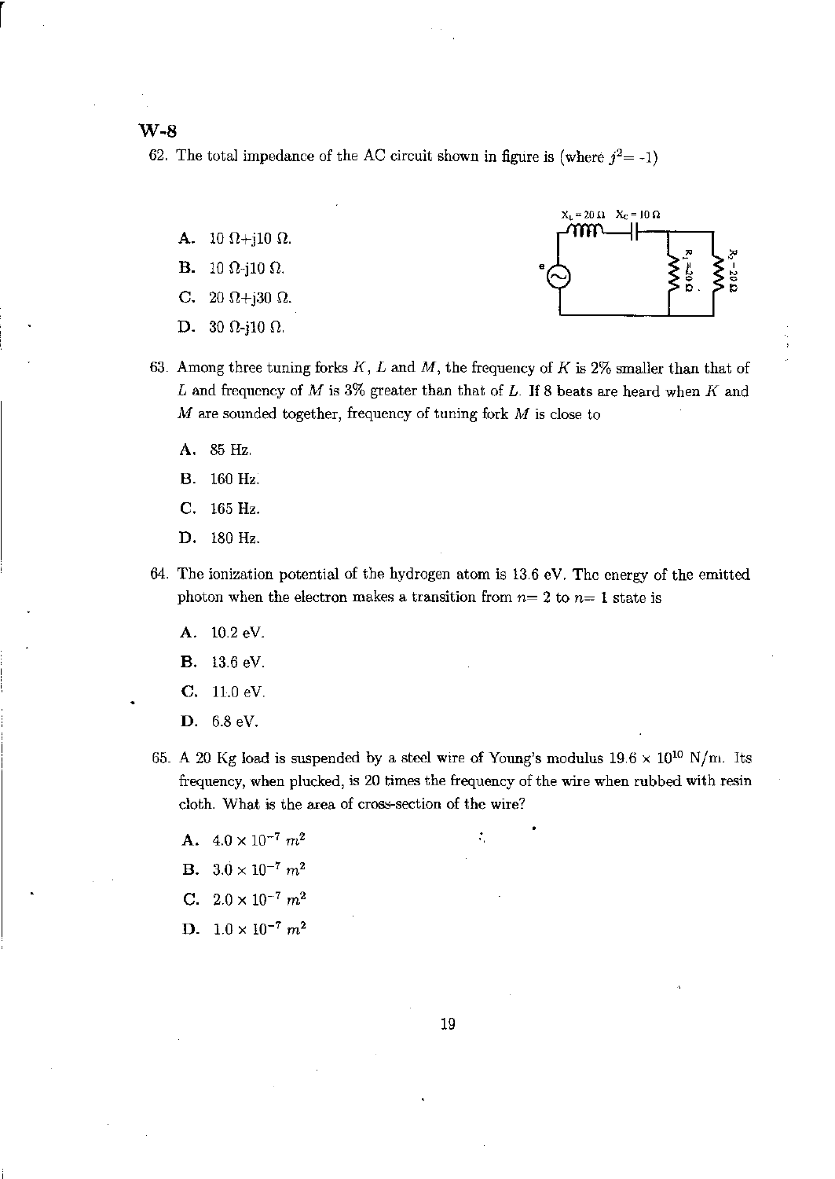## W-8

62. The total impedance of the AC circuit shown in figure is (where $j^2 = -1$)

$X_L = 20\ \Omega$ $X_C = 10\ \Omega$ e $R_1 = 20\ \Omega$ $R_2 = 20\ \Omega$

A. $10\ \Omega + j10\ \Omega$.

B. $10\ \Omega - j10\ \Omega$.

C. $20\ \Omega + j30\ \Omega$.

D. $30\ \Omega - j10\ \Omega$.

63. Among three tuning forks $K$, $L$ and $M$, the frequency of $K$ is 2% smaller than that of $L$ and frequency of $M$ is 3% greater than that of $L$. If 8 beats are heard when $K$ and $M$ are sounded together, frequency of tuning fork $M$ is close to

A. 85 Hz.

B. 160 Hz.

C. 165 Hz.

D. 180 Hz.

64. The ionization potential of the hydrogen atom is 13.6 eV. The energy of the emitted photon when the electron makes a transition from $n = 2$ to $n = 1$ state is

A. 10.2 eV.

B. 13.6 eV.

C. 11.0 eV.

D. 6.8 eV.

65. A 20 Kg load is suspended by a steel wire of Young's modulus $19.6 \times 10^{10}$ N/m. Its frequency, when plucked, is 20 times the frequency of the wire when rubbed with resin cloth. What is the area of cross-section of the wire?

A. $4.0 \times 10^{-7}\ m^2$

B. $3.0 \times 10^{-7}\ m^2$

C. $2.0 \times 10^{-7}\ m^2$

D. $1.0 \times 10^{-7}\ m^2$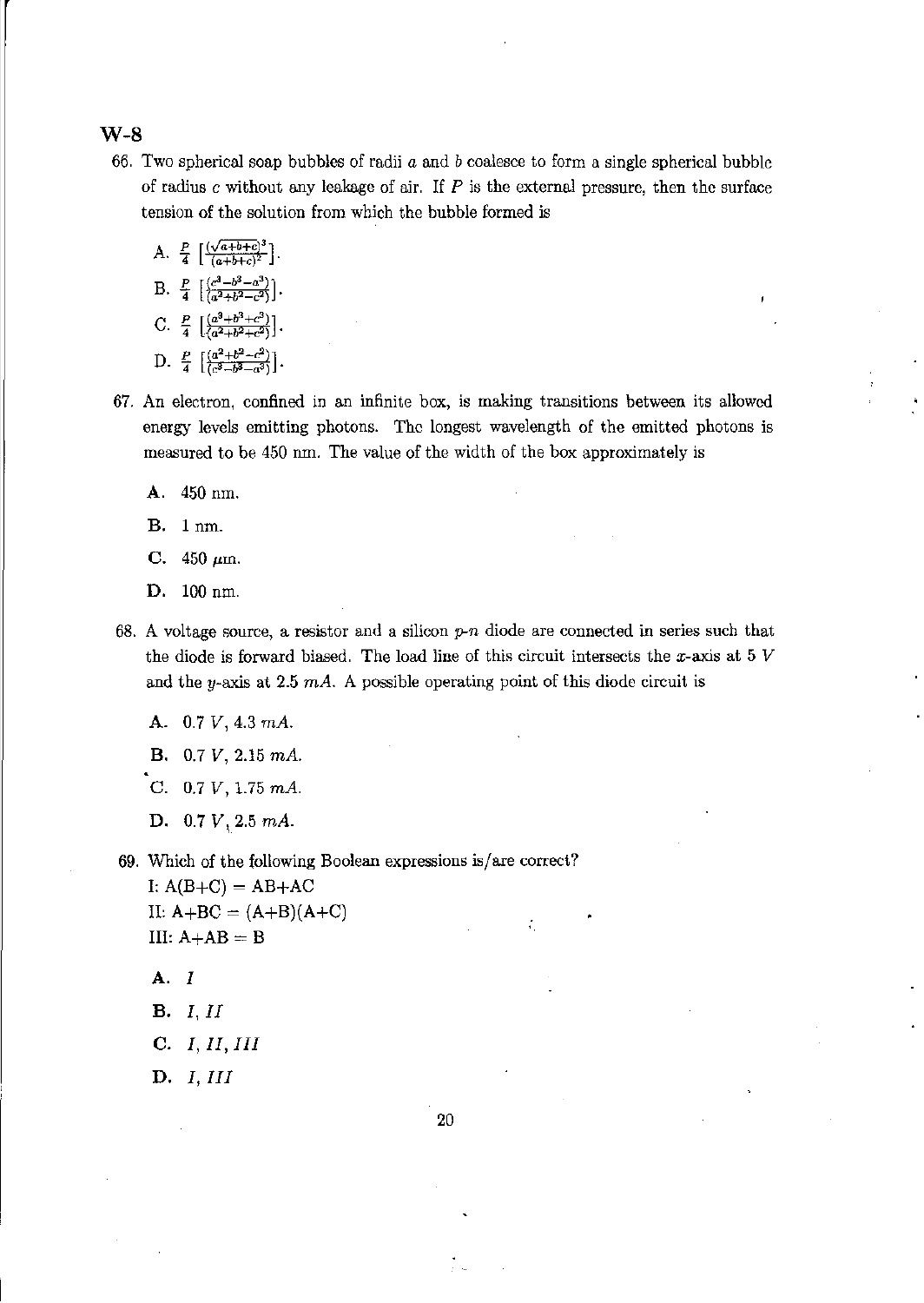## W-8

66. Two spherical soap bubbles of radii $a$ and $b$ coalesce to form a single spherical bubble of radius $c$ without any leakage of air. If $P$ is the external pressure, then the surface tension of the solution from which the bubble formed is

 A. $\frac{P}{4}\left[\frac{(\sqrt{a+b+c})^3}{(a+b+c)^2}\right]$.

 B. $\frac{P}{4}\left[\frac{(c^3-b^3-a^3)}{(a^2+b^2-c^2)}\right]$.

 C. $\frac{P}{4}\left[\frac{(a^3+b^3+c^3)}{(a^2+b^2+c^2)}\right]$.

 D. $\frac{P}{4}\left[\frac{(a^2+b^2-c^2)}{(c^3-b^3-a^3)}\right]$.

67. An electron, confined in an infinite box, is making transitions between its allowed energy levels emitting photons. The longest wavelength of the emitted photons is measured to be 450 nm. The value of the width of the box approximately is

 **A.** 450 nm.

 **B.** 1 nm.

 **C.** 450 $\mu$m.

 **D.** 100 nm.

68. A voltage source, a resistor and a silicon $p$-$n$ diode are connected in series such that the diode is forward biased. The load line of this circuit intersects the $x$-axis at 5 $V$ and the $y$-axis at 2.5 $mA$. A possible operating point of this diode circuit is

 **A.** 0.7 $V$, 4.3 $mA$.

 **B.** 0.7 $V$, 2.15 $mA$.

 C. 0.7 $V$, 1.75 $mA$.

 **D.** 0.7 $V$, 2.5 $mA$.

69. Which of the following Boolean expressions is/are correct?

 I: A(B+C) = AB+AC

 II: A+BC = (A+B)(A+C)

 III: A+AB = B

 **A.** *I*

 **B.** *I, II*

 **C.** *I, II, III*

 **D.** *I, III*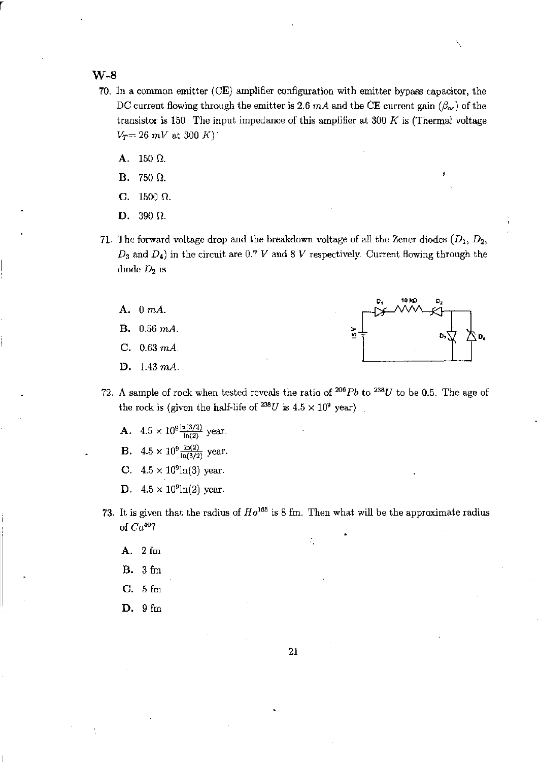W-8

70. In a common emitter (CE) amplifier configuration with emitter bypass capacitor, the DC current flowing through the emitter is 2.6 $mA$ and the CE current gain ($\beta_{ac}$) of the transistor is 150. The input impedance of this amplifier at 300 $K$ is (Thermal voltage $V_T$= 26 $mV$ at 300 $K$)

   A. 150 Ω.

   B. 750 Ω.

   C. 1500 Ω.

   D. 390 Ω.

71. The forward voltage drop and the breakdown voltage of all the Zener diodes ($D_1$, $D_2$, $D_3$ and $D_4$) in the circuit are 0.7 $V$ and 8 $V$ respectively. Current flowing through the diode $D_2$ is

   A. 0 $mA$.

   B. 0.56 $mA$.

   C. 0.63 $mA$.

   D. 1.43 $mA$.

72. A sample of rock when tested reveals the ratio of $^{206}Pb$ to $^{238}U$ to be 0.5. The age of the rock is (given the half-life of $^{238}U$ is $4.5 \times 10^9$ year)

   A. $4.5 \times 10^9 \frac{\ln(3/2)}{\ln(2)}$ year.

   B. $4.5 \times 10^9 \frac{\ln(2)}{\ln(3/2)}$ year.

   C. $4.5 \times 10^9 \ln(3)$ year.

   D. $4.5 \times 10^9 \ln(2)$ year.

73. It is given that the radius of $Ho^{165}$ is 8 fm. Then what will be the approximate radius of $Ca^{40}$?

   A. 2 fm

   B. 3 fm

   C. 5 fm

   D. 9 fm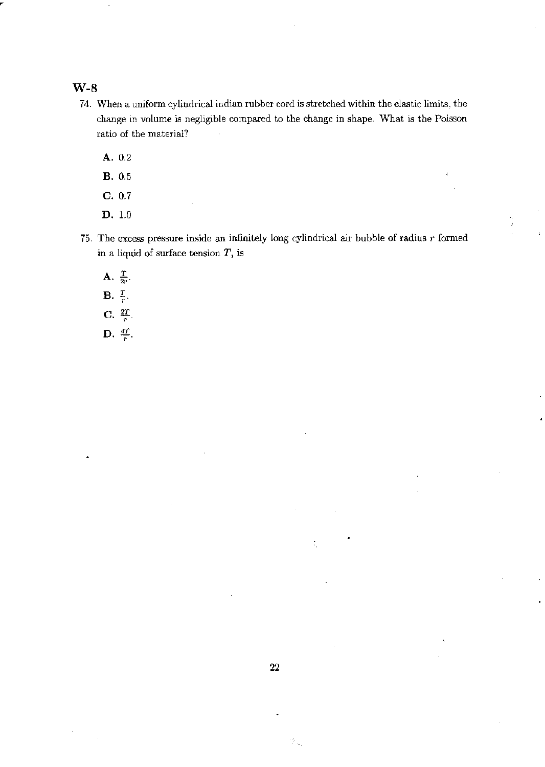## W-8

74. When a uniform cylindrical indian rubber cord is stretched within the elastic limits, the change in volume is negligible compared to the change in shape. What is the Poisson ratio of the material?

 **A.** 0.2

 **B.** 0.5

 **C.** 0.7

 **D.** 1.0

75. The excess pressure inside an infinitely long cylindrical air bubble of radius $r$ formed in a liquid of surface tension $T$, is

 **A.** $\frac{T}{2r}$.

 **B.** $\frac{T}{r}$.

 **C.** $\frac{2T}{r}$.

 **D.** $\frac{4T}{r}$.